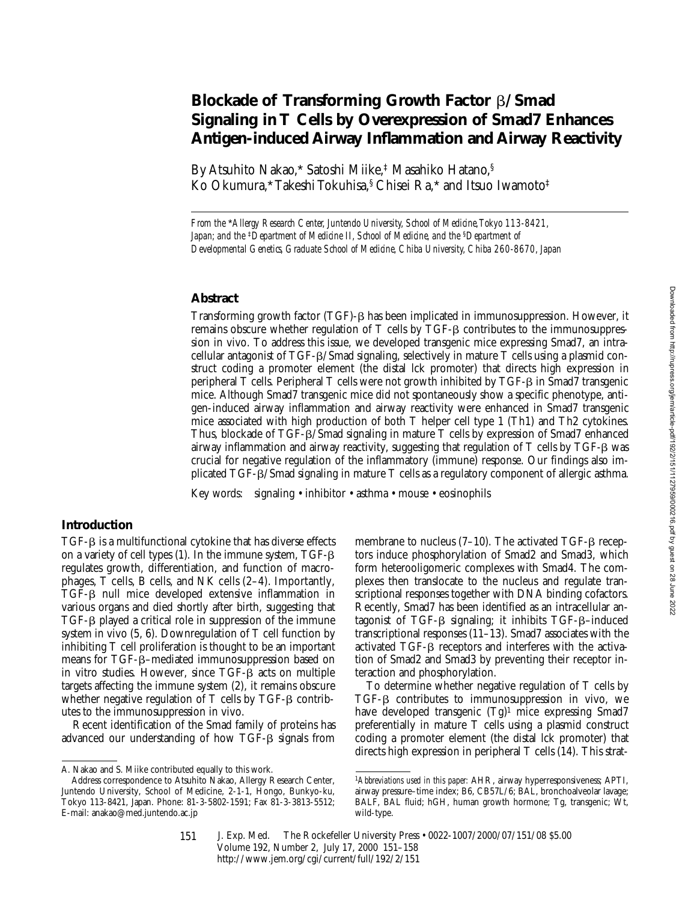# Blockade of Transforming Growth Factor β/Smad Signaling in T Cells by Overexpression of Smad7 Enhances Antigen-induced Airway Inflammation and Airway Reactivity

By Atsuhito Nakao,* Satoshi Miike,‡ Masahiko Hatano,§ Ko Okumura,* Takeshi Tokuhisa,§ Chisei Ra,* and Itsuo Iwamoto‡

*From the \*Allergy Research Center, Juntendo University, School of Medicine, Tokyo 113-8421, Japan; and the ‡Department of Medicine II, School of Medicine, and the §Department of Developmental Genetics, Graduate School of Medicine, Chiba University, Chiba 260-8670, Japan*

## Abstract

Transforming growth factor (TGF)-β has been implicated in immunosuppression. However, it remains obscure whether regulation of T cells by TGF-β contributes to the immunosuppression in vivo. To address this issue, we developed transgenic mice expressing Smad7, an intracellular antagonist of TGF-β/Smad signaling, selectively in mature T cells using a plasmid construct coding a promoter element (the distal lck promoter) that directs high expression in peripheral T cells. Peripheral T cells were not growth inhibited by TGF-β in Smad7 transgenic mice. Although Smad7 transgenic mice did not spontaneously show a specific phenotype, antigen-induced airway inflammation and airway reactivity were enhanced in Smad7 transgenic mice associated with high production of both T helper cell type 1 (Th1) and Th2 cytokines. Thus, blockade of TGF-β/Smad signaling in mature T cells by expression of Smad7 enhanced airway inflammation and airway reactivity, suggesting that regulation of T cells by TGF-β was crucial for negative regulation of the inflammatory (immune) response. Our findings also implicated TGF-β/Smad signaling in mature T cells as a regulatory component of allergic asthma.

Key words: signaling • inhibitor • asthma • mouse • eosinophils

## Introduction

TGF-β is a multifunctional cytokine that has diverse effects on a variety of cell types (1). In the immune system, TGF-β regulates growth, differentiation, and function of macrophages, T cells, B cells, and NK cells (2–4). Importantly, TGF-β null mice developed extensive inflammation in various organs and died shortly after birth, suggesting that TGF-β played a critical role in suppression of the immune system in vivo (5, 6). Downregulation of T cell function by inhibiting T cell proliferation is thought to be an important means for TGF-β–mediated immunosuppression based on in vitro studies. However, since TGF-β acts on multiple targets affecting the immune system (2), it remains obscure whether negative regulation of T cells by TGF-β contributes to the immunosuppression in vivo.

Recent identification of the Smad family of proteins has advanced our understanding of how TGF-β signals from membrane to nucleus (7–10). The activated TGF-β receptors induce phosphorylation of Smad2 and Smad3, which form heterooligomeric complexes with Smad4. The complexes then translocate to the nucleus and regulate transcriptional responses together with DNA binding cofactors. Recently, Smad7 has been identified as an intracellular antagonist of TGF-β signaling; it inhibits TGF-β–induced transcriptional responses (11–13). Smad7 associates with the activated TGF-β receptors and interferes with the activation of Smad2 and Smad3 by preventing their receptor interaction and phosphorylation.

To determine whether negative regulation of T cells by TGF-β contributes to immunosuppression in vivo, we have developed transgenic (Tg)[1] mice expressing Smad7 preferentially in mature T cells using a plasmid construct coding a promoter element (the distal lck promoter) that directs high expression in peripheral T cells (14). This strat-

A. Nakao and S. Miike contributed equally to this work.

Address correspondence to Atsuhito Nakao, Allergy Research Center, Juntendo University, School of Medicine, 2-1-1, Hongo, Bunkyo-ku, Tokyo 113-8421, Japan. Phone: 81-3-5802-1591; Fax 81-3-3813-5512; E-mail: anakao@med.juntendo.ac.jp

[1]*Abbreviations used in this paper:* AHR, airway hyperresponsiveness; APTI, airway pressure–time index; B6, CB57L/6; BAL, bronchoalveolar lavage; BALF, BAL fluid; hGH, human growth hormone; Tg, transgenic; Wt, wild-type.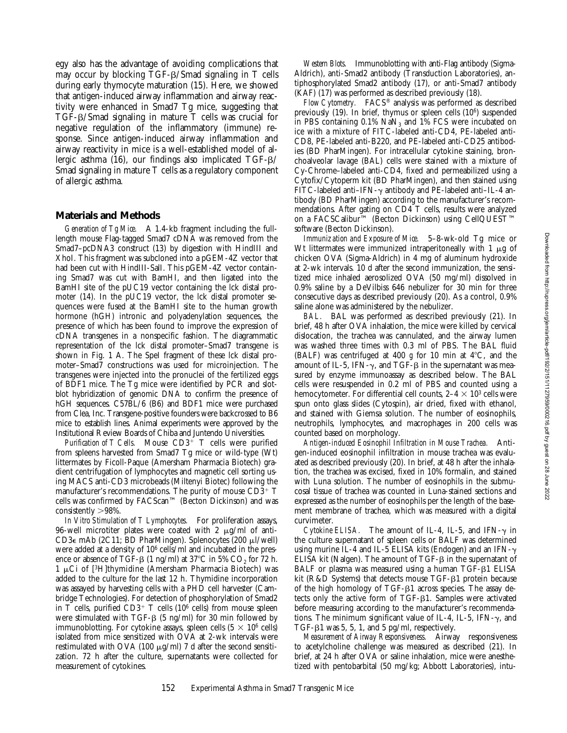egy also has the advantage of avoiding complications that may occur by blocking TGF-β/Smad signaling in T cells during early thymocyte maturation (15). Here, we showed that antigen-induced airway inflammation and airway reactivity were enhanced in Smad7 Tg mice, suggesting that TGF-β/Smad signaling in mature T cells was crucial for negative regulation of the inflammatory (immune) response. Since antigen-induced airway inflammation and airway reactivity in mice is a well-established model of allergic asthma (16), our findings also implicated TGF-β/Smad signaling in mature T cells as a regulatory component of allergic asthma.

## Materials and Methods

*Generation of Tg Mice.* A 1.4-kb fragment including the full-length mouse Flag-tagged Smad7 cDNA was removed from the Smad7–pcDNA3 construct (13) by digestion with HindIII and XhoI. This fragment was subcloned into a pGEM-4Z vector that had been cut with HindIII-SalI. This pGEM-4Z vector containing Smad7 was cut with BamHI, and then ligated into the BamHI site of the pUC19 vector containing the lck distal promoter (14). In the pUC19 vector, the lck distal promoter sequences were fused at the BamHI site to the human growth hormone (hGH) intronic and polyadenylation sequences, the presence of which has been found to improve the expression of cDNA transgenes in a nonspecific fashion. The diagrammatic representation of the lck distal promoter–Smad7 transgene is shown in Fig. 1 A. The SpeI fragment of these lck distal promoter–Smad7 constructions was used for microinjection. The transgenes were injected into the pronuclei of the fertilized eggs of BDF1 mice. The Tg mice were identified by PCR and slot-blot hybridization of genomic DNA to confirm the presence of hGH sequences. C57BL/6 (B6) and BDF1 mice were purchased from Clea, Inc. Transgene-positive founders were backcrossed to B6 mice to establish lines. Animal experiments were approved by the Institutional Review Boards of Chiba and Juntendo Universities.

*Purification of T Cells.* Mouse $CD3^+$ T cells were purified from spleens harvested from Smad7 Tg mice or wild-type (Wt) littermates by Ficoll-Paque (Amersham Pharmacia Biotech) gradient centrifugation of lymphocytes and magnetic cell sorting using MACS anti-CD3 microbeads (Miltenyi Biotec) following the manufacturer's recommendations. The purity of mouse $CD3^+$ T cells was confirmed by FACScan™ (Becton Dickinson) and was consistently >98%.

*In Vitro Stimulation of T Lymphocytes.* For proliferation assays, 96-well microtiter plates were coated with 2 μg/ml of anti-CD3ε mAb (2C11; BD PharMingen). Splenocytes (200 μl/well) were added at a density of $10^6$ cells/ml and incubated in the presence or absence of TGF-β (1 ng/ml) at 37°C in 5% $CO_2$ for 72 h. 1 μCi of [$^3$H]thymidine (Amersham Pharmacia Biotech) was added to the culture for the last 12 h. Thymidine incorporation was assayed by harvesting cells with a PHD cell harvester (Cambridge Technologies). For detection of phosphorylation of Smad2 in T cells, purified $CD3^+$ T cells ($10^6$ cells) from mouse spleen were stimulated with TGF-β (5 ng/ml) for 30 min followed by immunoblotting. For cytokine assays, spleen cells ($5 \times 10^6$ cells) isolated from mice sensitized with OVA at 2-wk intervals were restimulated with OVA (100 μg/ml) 7 d after the second sensitization. 72 h after the culture, supernatants were collected for measurement of cytokines.

*Western Blots.* Immunoblotting with anti-Flag antibody (Sigma-Aldrich), anti-Smad2 antibody (Transduction Laboratories), antiphosphorylated Smad2 antibody (17), or anti-Smad7 antibody (KAF) (17) was performed as described previously (18).

*Flow Cytometry.* FACS® analysis was performed as described previously (19). In brief, thymus or spleen cells ($10^6$) suspended in PBS containing 0.1% $NaN_3$ and 1% FCS were incubated on ice with a mixture of FITC-labeled anti-CD4, PE-labeled anti-CD8, PE-labeled anti-B220, and PE-labeled anti-CD25 antibodies (BD PharMingen). For intracellular cytokine staining, bronchoalveolar lavage (BAL) cells were stained with a mixture of Cy-Chrome–labeled anti-CD4, fixed and permeabilized using a Cytofix/Cytoperm kit (BD PharMingen), and then stained using FITC-labeled anti–IFN-γ antibody and PE-labeled anti–IL-4 antibody (BD PharMingen) according to the manufacturer's recommendations. After gating on CD4 T cells, results were analyzed on a FACSCalibur™ (Becton Dickinson) using CellQUEST™ software (Becton Dickinson).

*Immunization and Exposure of Mice.* 5–8-wk-old Tg mice or Wt littermates were immunized intraperitoneally with 1 μg of chicken OVA (Sigma-Aldrich) in 4 mg of aluminum hydroxide at 2-wk intervals. 10 d after the second immunization, the sensitized mice inhaled aerosolized OVA (50 mg/ml) dissolved in 0.9% saline by a DeVilbiss 646 nebulizer for 30 min for three consecutive days as described previously (20). As a control, 0.9% saline alone was administered by the nebulizer.

*BAL.* BAL was performed as described previously (21). In brief, 48 h after OVA inhalation, the mice were killed by cervical dislocation, the trachea was cannulated, and the airway lumen was washed three times with 0.3 ml of PBS. The BAL fluid (BALF) was centrifuged at 400 *g* for 10 min at 4°C, and the amount of IL-5, IFN-γ, and TGF-β in the supernatant was measured by enzyme immunoassay as described below. The BAL cells were resuspended in 0.2 ml of PBS and counted using a hemocytometer. For differential cell counts, $2–4 \times 10^3$ cells were spun onto glass slides (Cytospin), air dried, fixed with ethanol, and stained with Giemsa solution. The number of eosinophils, neutrophils, lymphocytes, and macrophages in 200 cells was counted based on morphology.

*Antigen-induced Eosinophil Infiltration in Mouse Trachea.* Antigen-induced eosinophil infiltration in mouse trachea was evaluated as described previously (20). In brief, at 48 h after the inhalation, the trachea was excised, fixed in 10% formalin, and stained with Luna solution. The number of eosinophils in the submucosal tissue of trachea was counted in Luna-stained sections and expressed as the number of eosinophils per the length of the basement membrane of trachea, which was measured with a digital curvimeter.

*Cytokine ELISA.* The amount of IL-4, IL-5, and IFN-γ in the culture supernatant of spleen cells or BALF was determined using murine IL-4 and IL-5 ELISA kits (Endogen) and an IFN-γ ELISA kit (Nalgen). The amount of TGF-β in the supernatant of BALF or plasma was measured using a human TGF-β1 ELISA kit (R&D Systems) that detects mouse TGF-β1 protein because of the high homology of TGF-β1 across species. The assay detects only the active form of TGF-β1. Samples were activated before measuring according to the manufacturer's recommendations. The minimum significant value of IL-4, IL-5, IFN-γ, and TGF-β1 was 5, 5, 1, and 5 pg/ml, respectively.

*Measurement of Airway Responsiveness.* Airway responsiveness to acetylcholine challenge was measured as described (21). In brief, at 24 h after OVA or saline inhalation, mice were anesthetized with pentobarbital (50 mg/kg; Abbott Laboratories), intu-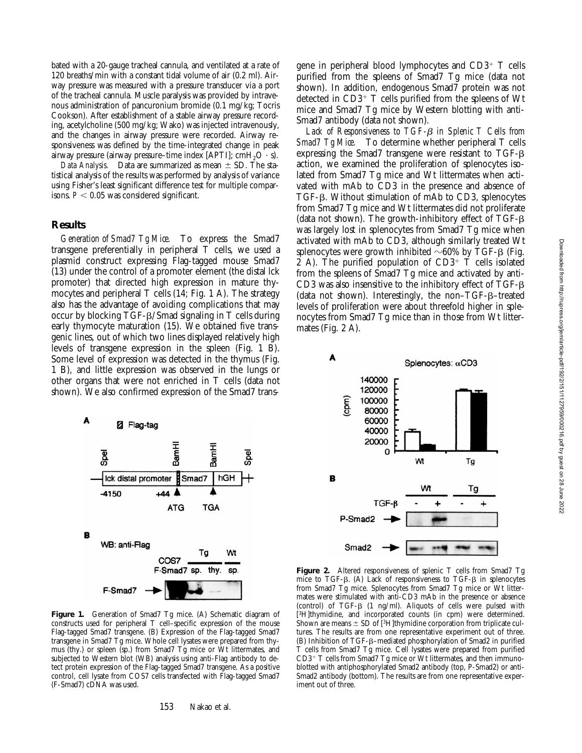bated with a 20-gauge tracheal cannula, and ventilated at a rate of 120 breaths/min with a constant tidal volume of air (0.2 ml). Airway pressure was measured with a pressure transducer via a port of the tracheal cannula. Muscle paralysis was provided by intravenous administration of pancuronium bromide (0.1 mg/kg; Tocris Cookson). After establishment of a stable airway pressure recording, acetylcholine (500 mg/kg; Wako) was injected intravenously, and the changes in airway pressure were recorded. Airway responsiveness was defined by the time-integrated change in peak airway pressure (airway pressure–time index [APTI]; $cmH_2O \cdot s$).

*Data Analysis.* Data are summarized as mean ± SD. The statistical analysis of the results was performed by analysis of variance using Fisher's least significant difference test for multiple comparisons. $P < 0.05$ was considered significant.

## Results

*Generation of Smad7 Tg Mice.* To express the Smad7 transgene preferentially in peripheral T cells, we used a plasmid construct expressing Flag-tagged mouse Smad7 (13) under the control of a promoter element (the distal lck promoter) that directed high expression in mature thymocytes and peripheral T cells (14; Fig. 1 A). The strategy also has the advantage of avoiding complications that may occur by blocking TGF-β/Smad signaling in T cells during early thymocyte maturation (15). We obtained five transgenic lines, out of which two lines displayed relatively high levels of transgene expression in the spleen (Fig. 1 B). Some level of expression was detected in the thymus (Fig. 1 B), and little expression was observed in the lungs or other organs that were not enriched in T cells (data not shown). We also confirmed expression of the Smad7 transgene in peripheral blood lymphocytes and $CD3^+$ T cells purified from the spleens of Smad7 Tg mice (data not shown). In addition, endogenous Smad7 protein was not detected in $CD3^+$ T cells purified from the spleens of Wt mice and Smad7 Tg mice by Western blotting with anti-Smad7 antibody (data not shown).

**Figure 1.** Generation of Smad7 Tg mice. (A) Schematic diagram of constructs used for peripheral T cell–specific expression of the mouse Flag-tagged Smad7 transgene. (B) Expression of the Flag-tagged Smad7 transgene in Smad7 Tg mice. Whole cell lysates were prepared from thymus (thy.) or spleen (sp.) from Smad7 Tg mice or Wt littermates, and subjected to Western blot (WB) analysis using anti-Flag antibody to detect protein expression of the Flag-tagged Smad7 transgene. As a positive control, cell lysate from COS7 cells transfected with Flag-tagged Smad7 (F-Smad7) cDNA was used.

*Lack of Responsiveness to TGF-β in Splenic T Cells from Smad7 Tg Mice.* To determine whether peripheral T cells expressing the Smad7 transgene were resistant to TGF-β action, we examined the proliferation of splenocytes isolated from Smad7 Tg mice and Wt littermates when activated with mAb to CD3 in the presence and absence of TGF-β. Without stimulation of mAb to CD3, splenocytes from Smad7 Tg mice and Wt littermates did not proliferate (data not shown). The growth-inhibitory effect of TGF-β was largely lost in splenocytes from Smad7 Tg mice when activated with mAb to CD3, although similarly treated Wt splenocytes were growth inhibited ~60% by TGF-β (Fig. 2 A). The purified population of $CD3^+$ T cells isolated from the spleens of Smad7 Tg mice and activated by anti-CD3 was also insensitive to the inhibitory effect of TGF-β (data not shown). Interestingly, the non–TGF-β–treated levels of proliferation were about threefold higher in splenocytes from Smad7 Tg mice than in those from Wt littermates (Fig. 2 A).

**Figure 2.** Altered responsiveness of splenic T cells from Smad7 Tg mice to TGF-β. (A) Lack of responsiveness to TGF-β in splenocytes from Smad7 Tg mice. Splenocytes from Smad7 Tg mice or Wt littermates were stimulated with anti-CD3 mAb in the presence or absence (control) of TGF-β (1 ng/ml). Aliquots of cells were pulsed with [$^3$H]thymidine, and incorporated counts (in cpm) were determined. Shown are means ± SD of [$^3$H]thymidine corporation from triplicate cultures. The results are from one representative experiment out of three. (B) Inhibition of TGF-β–mediated phosphorylation of Smad2 in purified T cells from Smad7 Tg mice. Cell lysates were prepared from purified $CD3^+$ T cells from Smad7 Tg mice or Wt littermates, and then immunoblotted with antiphosphorylated Smad2 antibody (top, P-Smad2) or anti-Smad2 antibody (bottom). The results are from one representative experiment out of three.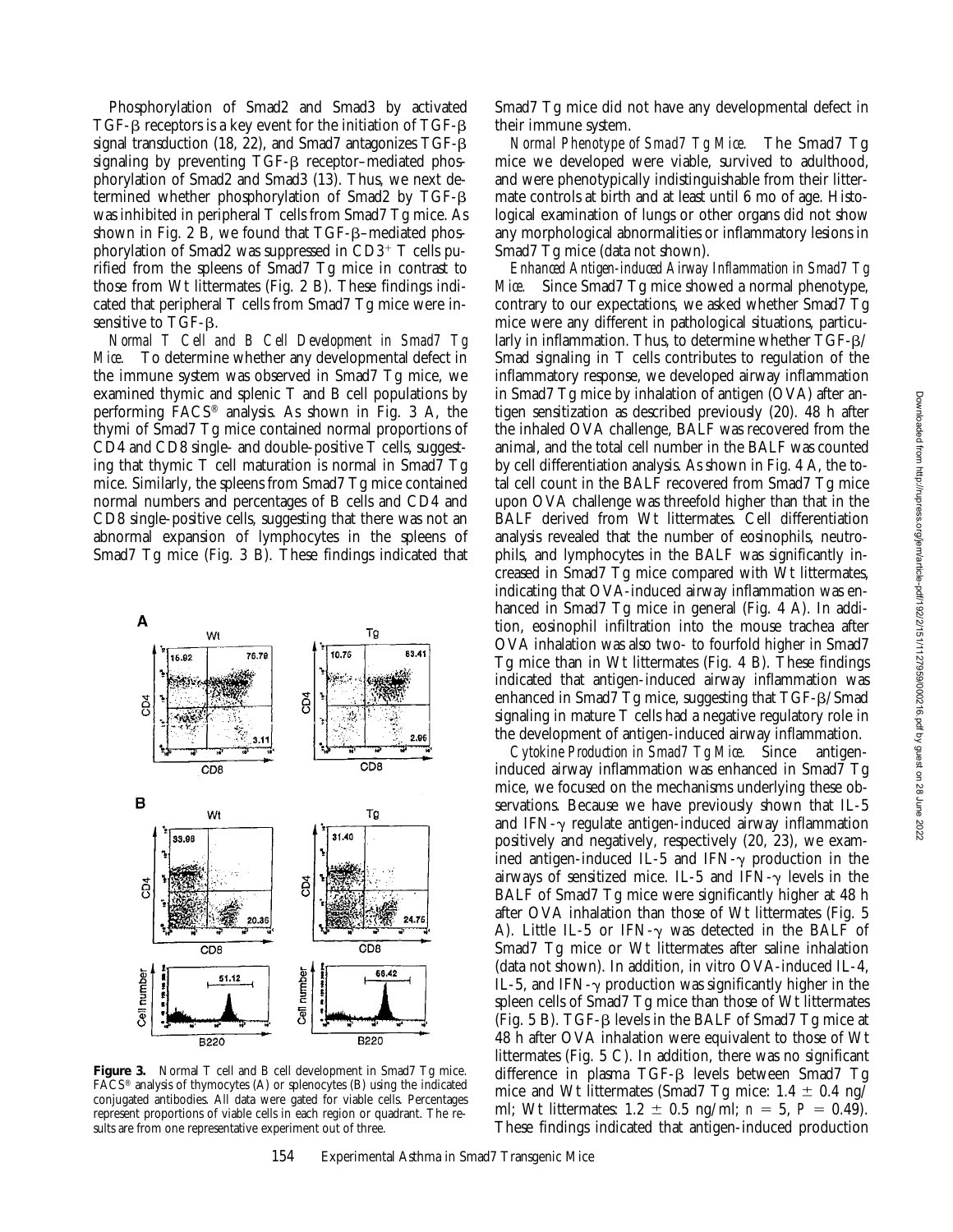Phosphorylation of Smad2 and Smad3 by activated TGF-β receptors is a key event for the initiation of TGF-β signal transduction (18, 22), and Smad7 antagonizes TGF-β signaling by preventing TGF-β receptor–mediated phosphorylation of Smad2 and Smad3 (13). Thus, we next determined whether phosphorylation of Smad2 by TGF-β was inhibited in peripheral T cells from Smad7 Tg mice. As shown in Fig. 2 B, we found that TGF-β–mediated phosphorylation of Smad2 was suppressed in $CD3^+$ T cells purified from the spleens of Smad7 Tg mice in contrast to those from Wt littermates (Fig. 2 B). These findings indicated that peripheral T cells from Smad7 Tg mice were insensitive to TGF-β.

*Normal T Cell and B Cell Development in Smad7 Tg Mice.* To determine whether any developmental defect in the immune system was observed in Smad7 Tg mice, we examined thymic and splenic T and B cell populations by performing FACS® analysis. As shown in Fig. 3 A, the thymi of Smad7 Tg mice contained normal proportions of CD4 and CD8 single- and double-positive T cells, suggesting that thymic T cell maturation is normal in Smad7 Tg mice. Similarly, the spleens from Smad7 Tg mice contained normal numbers and percentages of B cells and CD4 and CD8 single-positive cells, suggesting that there was not an abnormal expansion of lymphocytes in the spleens of Smad7 Tg mice (Fig. 3 B). These findings indicated that Smad7 Tg mice did not have any developmental defect in their immune system.

**Figure 3.** Normal T cell and B cell development in Smad7 Tg mice. FACS® analysis of thymocytes (A) or splenocytes (B) using the indicated conjugated antibodies. All data were gated for viable cells. Percentages represent proportions of viable cells in each region or quadrant. The results are from one representative experiment out of three.

*Normal Phenotype of Smad7 Tg Mice.* The Smad7 Tg mice we developed were viable, survived to adulthood, and were phenotypically indistinguishable from their littermate controls at birth and at least until 6 mo of age. Histological examination of lungs or other organs did not show any morphological abnormalities or inflammatory lesions in Smad7 Tg mice (data not shown).

*Enhanced Antigen-induced Airway Inflammation in Smad7 Tg Mice.* Since Smad7 Tg mice showed a normal phenotype, contrary to our expectations, we asked whether Smad7 Tg mice were any different in pathological situations, particularly in inflammation. Thus, to determine whether TGF-β/Smad signaling in T cells contributes to regulation of the inflammatory response, we developed airway inflammation in Smad7 Tg mice by inhalation of antigen (OVA) after antigen sensitization as described previously (20). 48 h after the inhaled OVA challenge, BALF was recovered from the animal, and the total cell number in the BALF was counted by cell differentiation analysis. As shown in Fig. 4 A, the total cell count in the BALF recovered from Smad7 Tg mice upon OVA challenge was threefold higher than that in the BALF derived from Wt littermates. Cell differentiation analysis revealed that the number of eosinophils, neutrophils, and lymphocytes in the BALF was significantly increased in Smad7 Tg mice compared with Wt littermates, indicating that OVA-induced airway inflammation was enhanced in Smad7 Tg mice in general (Fig. 4 A). In addition, eosinophil infiltration into the mouse trachea after OVA inhalation was also two- to fourfold higher in Smad7 Tg mice than in Wt littermates (Fig. 4 B). These findings indicated that antigen-induced airway inflammation was enhanced in Smad7 Tg mice, suggesting that TGF-β/Smad signaling in mature T cells had a negative regulatory role in the development of antigen-induced airway inflammation.

*Cytokine Production in Smad7 Tg Mice.* Since antigen-induced airway inflammation was enhanced in Smad7 Tg mice, we focused on the mechanisms underlying these observations. Because we have previously shown that IL-5 and IFN-γ regulate antigen-induced airway inflammation positively and negatively, respectively (20, 23), we examined antigen-induced IL-5 and IFN-γ production in the airways of sensitized mice. IL-5 and IFN-γ levels in the BALF of Smad7 Tg mice were significantly higher at 48 h after OVA inhalation than those of Wt littermates (Fig. 5 A). Little IL-5 or IFN-γ was detected in the BALF of Smad7 Tg mice or Wt littermates after saline inhalation (data not shown). In addition, in vitro OVA-induced IL-4, IL-5, and IFN-γ production was significantly higher in the spleen cells of Smad7 Tg mice than those of Wt littermates (Fig. 5 B). TGF-β levels in the BALF of Smad7 Tg mice at 48 h after OVA inhalation were equivalent to those of Wt littermates (Fig. 5 C). In addition, there was no significant difference in plasma TGF-β levels between Smad7 Tg mice and Wt littermates (Smad7 Tg mice: $1.4 \pm 0.4$ ng/ml; Wt littermates: $1.2 \pm 0.5$ ng/ml; $n = 5$, $P = 0.49$). These findings indicated that antigen-induced production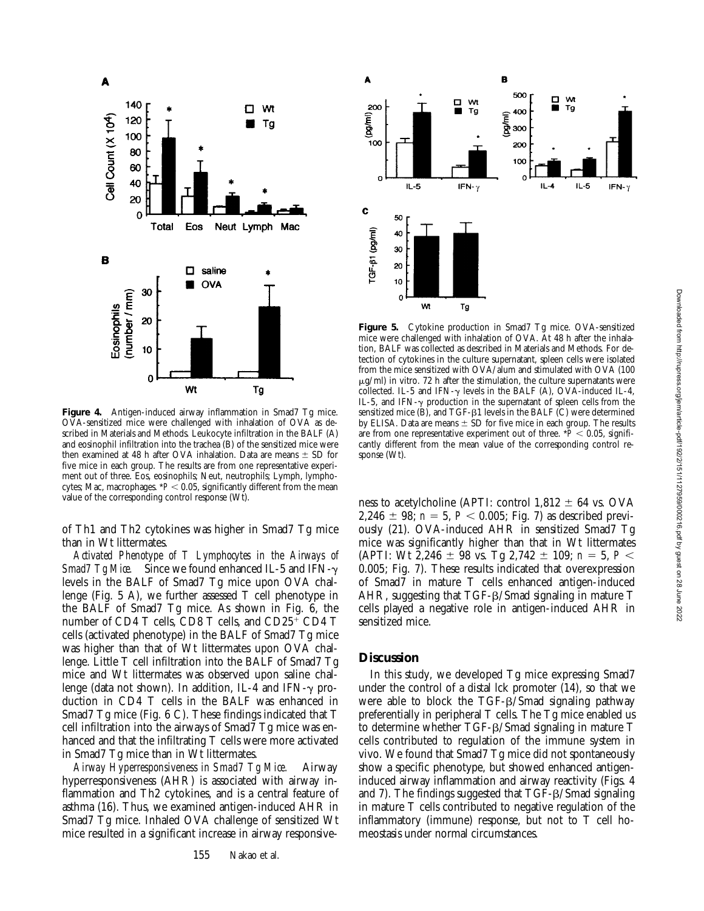**Figure 4.** Antigen-induced airway inflammation in Smad7 Tg mice. OVA-sensitized mice were challenged with inhalation of OVA as described in Materials and Methods. Leukocyte infiltration in the BALF (A) and eosinophil infiltration into the trachea (B) of the sensitized mice were then examined at 48 h after OVA inhalation. Data are means ± SD for five mice in each group. The results are from one representative experiment out of three. Eos, eosinophils; Neut, neutrophils; Lymph, lymphocytes; Mac, macrophages. $^*P < 0.05$, significantly different from the mean value of the corresponding control response (Wt).

**Figure 5.** Cytokine production in Smad7 Tg mice. OVA-sensitized mice were challenged with inhalation of OVA. At 48 h after the inhalation, BALF was collected as described in Materials and Methods. For detection of cytokines in the culture supernatant, spleen cells were isolated from the mice sensitized with OVA/alum and stimulated with OVA (100 μg/ml) in vitro. 72 h after the stimulation, the culture supernatants were collected. IL-5 and IFN-γ levels in the BALF (A), OVA-induced IL-4, IL-5, and IFN-γ production in the supernatant of spleen cells from the sensitized mice (B), and TGF-β1 levels in the BALF (C) were determined by ELISA. Data are means ± SD for five mice in each group. The results are from one representative experiment out of three. $^*P < 0.05$, significantly different from the mean value of the corresponding control response (Wt).

of Th1 and Th2 cytokines was higher in Smad7 Tg mice than in Wt littermates.

*Activated Phenotype of T Lymphocytes in the Airways of Smad7 Tg Mice.* Since we found enhanced IL-5 and IFN-γ levels in the BALF of Smad7 Tg mice upon OVA challenge (Fig. 5 A), we further assessed T cell phenotype in the BALF of Smad7 Tg mice. As shown in Fig. 6, the number of CD4 T cells, CD8 T cells, and $CD25^+$ CD4 T cells (activated phenotype) in the BALF of Smad7 Tg mice was higher than that of Wt littermates upon OVA challenge. Little T cell infiltration into the BALF of Smad7 Tg mice and Wt littermates was observed upon saline challenge (data not shown). In addition, IL-4 and IFN-γ production in CD4 T cells in the BALF was enhanced in Smad7 Tg mice (Fig. 6 C). These findings indicated that T cell infiltration into the airways of Smad7 Tg mice was enhanced and that the infiltrating T cells were more activated in Smad7 Tg mice than in Wt littermates.

*Airway Hyperresponsiveness in Smad7 Tg Mice.* Airway hyperresponsiveness (AHR) is associated with airway inflammation and Th2 cytokines, and is a central feature of asthma (16). Thus, we examined antigen-induced AHR in Smad7 Tg mice. Inhaled OVA challenge of sensitized Wt mice resulted in a significant increase in airway responsiveness to acetylcholine (APTI: control 1,812 ± 64 vs. OVA 2,246 ± 98; $n = 5$, $P < 0.005$; Fig. 7) as described previously (21). OVA-induced AHR in sensitized Smad7 Tg mice was significantly higher than that in Wt littermates (APTI: Wt 2,246 ± 98 vs. Tg 2,742 ± 109; $n = 5$, $P < 0.005$; Fig. 7). These results indicated that overexpression of Smad7 in mature T cells enhanced antigen-induced AHR, suggesting that TGF-β/Smad signaling in mature T cells played a negative role in antigen-induced AHR in sensitized mice.

## Discussion

In this study, we developed Tg mice expressing Smad7 under the control of a distal lck promoter (14), so that we were able to block the TGF-β/Smad signaling pathway preferentially in peripheral T cells. The Tg mice enabled us to determine whether TGF-β/Smad signaling in mature T cells contributed to regulation of the immune system in vivo. We found that Smad7 Tg mice did not spontaneously show a specific phenotype, but showed enhanced antigen-induced airway inflammation and airway reactivity (Figs. 4 and 7). The findings suggested that TGF-β/Smad signaling in mature T cells contributed to negative regulation of the inflammatory (immune) response, but not to T cell homeostasis under normal circumstances.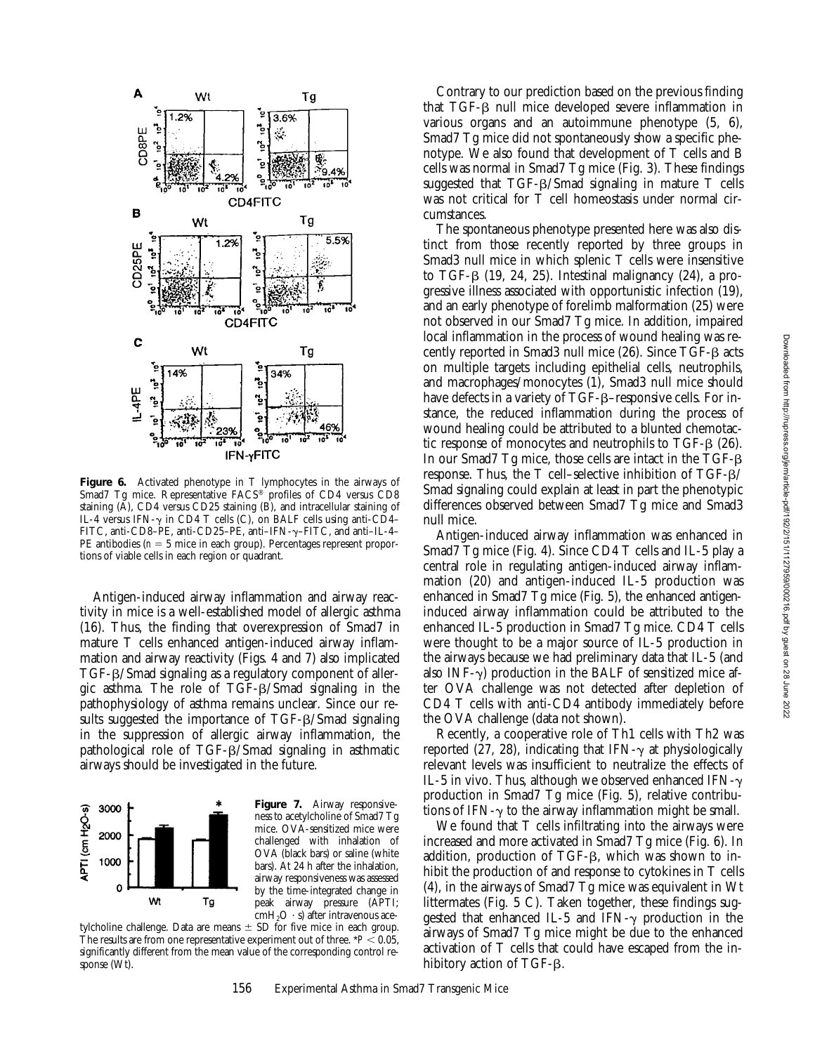**Figure 6.** Activated phenotype in T lymphocytes in the airways of Smad7 Tg mice. Representative FACS® profiles of CD4 versus CD8 staining (A), CD4 versus CD25 staining (B), and intracellular staining of IL-4 versus IFN-γ in CD4 T cells (C), on BALF cells using anti-CD4–FITC, anti-CD8–PE, anti-CD25–PE, anti–IFN-γ–FITC, and anti–IL-4–PE antibodies ($n = 5$ mice in each group). Percentages represent proportions of viable cells in each region or quadrant.

Antigen-induced airway inflammation and airway reactivity in mice is a well-established model of allergic asthma (16). Thus, the finding that overexpression of Smad7 in mature T cells enhanced antigen-induced airway inflammation and airway reactivity (Figs. 4 and 7) also implicated TGF-β/Smad signaling as a regulatory component of allergic asthma. The role of TGF-β/Smad signaling in the pathophysiology of asthma remains unclear. Since our results suggested the importance of TGF-β/Smad signaling in the suppression of allergic airway inflammation, the pathological role of TGF-β/Smad signaling in asthmatic airways should be investigated in the future.

**Figure 7.** Airway responsiveness to acetylcholine of Smad7 Tg mice. OVA-sensitized mice were challenged with inhalation of OVA (black bars) or saline (white bars). At 24 h after the inhalation, airway responsiveness was assessed by the time-integrated change in peak airway pressure (APTI; $cmH_2O \cdot s$) after intravenous acetylcholine challenge. Data are means ± SD for five mice in each group. The results are from one representative experiment out of three. *$P < 0.05$, significantly different from the mean value of the corresponding control response (Wt).

Contrary to our prediction based on the previous finding that TGF-β null mice developed severe inflammation in various organs and an autoimmune phenotype (5, 6), Smad7 Tg mice did not spontaneously show a specific phenotype. We also found that development of T cells and B cells was normal in Smad7 Tg mice (Fig. 3). These findings suggested that TGF-β/Smad signaling in mature T cells was not critical for T cell homeostasis under normal circumstances.

The spontaneous phenotype presented here was also distinct from those recently reported by three groups in Smad3 null mice in which splenic T cells were insensitive to TGF-β (19, 24, 25). Intestinal malignancy (24), a progressive illness associated with opportunistic infection (19), and an early phenotype of forelimb malformation (25) were not observed in our Smad7 Tg mice. In addition, impaired local inflammation in the process of wound healing was recently reported in Smad3 null mice (26). Since TGF-β acts on multiple targets including epithelial cells, neutrophils, and macrophages/monocytes (1), Smad3 null mice should have defects in a variety of TGF-β–responsive cells. For instance, the reduced inflammation during the process of wound healing could be attributed to a blunted chemotactic response of monocytes and neutrophils to TGF-β (26). In our Smad7 Tg mice, those cells are intact in the TGF-β response. Thus, the T cell–selective inhibition of TGF-β/Smad signaling could explain at least in part the phenotypic differences observed between Smad7 Tg mice and Smad3 null mice.

Antigen-induced airway inflammation was enhanced in Smad7 Tg mice (Fig. 4). Since CD4 T cells and IL-5 play a central role in regulating antigen-induced airway inflammation (20) and antigen-induced IL-5 production was enhanced in Smad7 Tg mice (Fig. 5), the enhanced antigen-induced airway inflammation could be attributed to the enhanced IL-5 production in Smad7 Tg mice. CD4 T cells were thought to be a major source of IL-5 production in the airways because we had preliminary data that IL-5 (and also INF-γ) production in the BALF of sensitized mice after OVA challenge was not detected after depletion of CD4 T cells with anti-CD4 antibody immediately before the OVA challenge (data not shown).

Recently, a cooperative role of Th1 cells with Th2 was reported (27, 28), indicating that IFN-γ at physiologically relevant levels was insufficient to neutralize the effects of IL-5 in vivo. Thus, although we observed enhanced IFN-γ production in Smad7 Tg mice (Fig. 5), relative contributions of IFN-γ to the airway inflammation might be small.

We found that T cells infiltrating into the airways were increased and more activated in Smad7 Tg mice (Fig. 6). In addition, production of TGF-β, which was shown to inhibit the production of and response to cytokines in T cells (4), in the airways of Smad7 Tg mice was equivalent in Wt littermates (Fig. 5 C). Taken together, these findings suggested that enhanced IL-5 and IFN-γ production in the airways of Smad7 Tg mice might be due to the enhanced activation of T cells that could have escaped from the inhibitory action of TGF-β.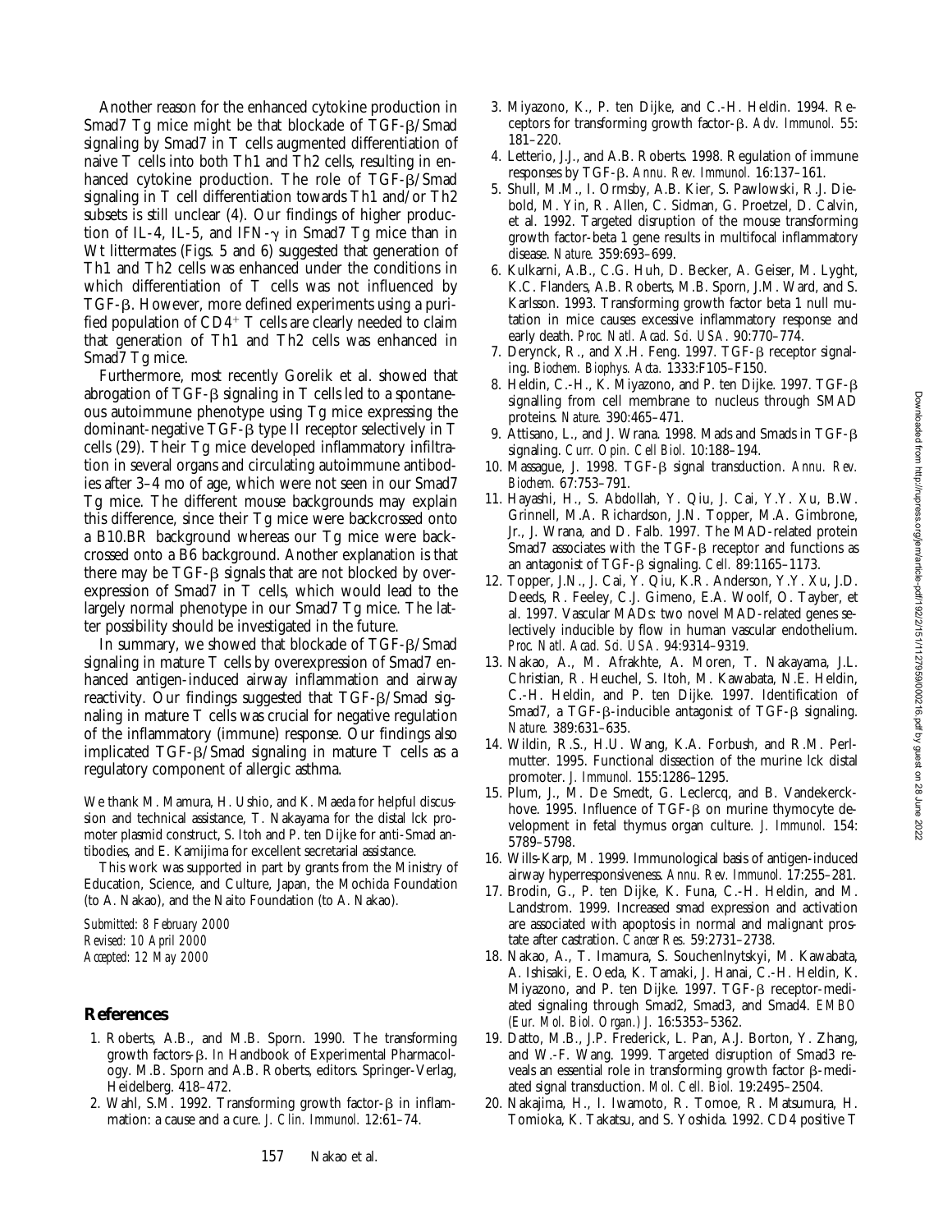Another reason for the enhanced cytokine production in Smad7 Tg mice might be that blockade of TGF-β/Smad signaling by Smad7 in T cells augmented differentiation of naive T cells into both Th1 and Th2 cells, resulting in enhanced cytokine production. The role of TGF-β/Smad signaling in T cell differentiation towards Th1 and/or Th2 subsets is still unclear (4). Our findings of higher production of IL-4, IL-5, and IFN-γ in Smad7 Tg mice than in Wt littermates (Figs. 5 and 6) suggested that generation of Th1 and Th2 cells was enhanced under the conditions in which differentiation of T cells was not influenced by TGF-β. However, more defined experiments using a purified population of $CD4^+$ T cells are clearly needed to claim that generation of Th1 and Th2 cells was enhanced in Smad7 Tg mice.

Furthermore, most recently Gorelik et al. showed that abrogation of TGF-β signaling in T cells led to a spontaneous autoimmune phenotype using Tg mice expressing the dominant-negative TGF-β type II receptor selectively in T cells (29). Their Tg mice developed inflammatory infiltration in several organs and circulating autoimmune antibodies after 3–4 mo of age, which were not seen in our Smad7 Tg mice. The different mouse backgrounds may explain this difference, since their Tg mice were backcrossed onto a B10.BR background whereas our Tg mice were backcrossed onto a B6 background. Another explanation is that there may be TGF-β signals that are not blocked by overexpression of Smad7 in T cells, which would lead to the largely normal phenotype in our Smad7 Tg mice. The latter possibility should be investigated in the future.

In summary, we showed that blockade of TGF-β/Smad signaling in mature T cells by overexpression of Smad7 enhanced antigen-induced airway inflammation and airway reactivity. Our findings suggested that TGF-β/Smad signaling in mature T cells was crucial for negative regulation of the inflammatory (immune) response. Our findings also implicated TGF-β/Smad signaling in mature T cells as a regulatory component of allergic asthma.

We thank M. Mamura, H. Ushio, and K. Maeda for helpful discussion and technical assistance, T. Nakayama for the distal lck promoter plasmid construct, S. Itoh and P. ten Dijke for anti-Smad antibodies, and E. Kamijima for excellent secretarial assistance.

This work was supported in part by grants from the Ministry of Education, Science, and Culture, Japan, the Mochida Foundation (to A. Nakao), and the Naito Foundation (to A. Nakao).

*Submitted: 8 February 2000*
*Revised: 10 April 2000*
*Accepted: 12 May 2000*

## References

1. Roberts, A.B., and M.B. Sporn. 1990. The transforming growth factors-β. *In* Handbook of Experimental Pharmacology. M.B. Sporn and A.B. Roberts, editors. Springer-Verlag, Heidelberg. 418–472.
2. Wahl, S.M. 1992. Transforming growth factor-β in inflammation: a cause and a cure. *J. Clin. Immunol.* 12:61–74.
3. Miyazono, K., P. ten Dijke, and C.-H. Heldin. 1994. Receptors for transforming growth factor-β. *Adv. Immunol.* 55: 181–220.
4. Letterio, J.J., and A.B. Roberts. 1998. Regulation of immune responses by TGF-β. *Annu. Rev. Immunol.* 16:137–161.
5. Shull, M.M., I. Ormsby, A.B. Kier, S. Pawlowski, R.J. Diebold, M. Yin, R. Allen, C. Sidman, G. Proetzel, D. Calvin, et al. 1992. Targeted disruption of the mouse transforming growth factor-beta 1 gene results in multifocal inflammatory disease. *Nature.* 359:693–699.
6. Kulkarni, A.B., C.G. Huh, D. Becker, A. Geiser, M. Lyght, K.C. Flanders, A.B. Roberts, M.B. Sporn, J.M. Ward, and S. Karlsson. 1993. Transforming growth factor beta 1 null mutation in mice causes excessive inflammatory response and early death. *Proc. Natl. Acad. Sci. USA.* 90:770–774.
7. Derynck, R., and X.H. Feng. 1997. TGF-β receptor signaling. *Biochem. Biophys. Acta.* 1333:F105–F150.
8. Heldin, C.-H., K. Miyazono, and P. ten Dijke. 1997. TGF-β signalling from cell membrane to nucleus through SMAD proteins. *Nature.* 390:465–471.
9. Attisano, L., and J. Wrana. 1998. Mads and Smads in TGF-β signaling. *Curr. Opin. Cell Biol.* 10:188–194.
10. Massague, J. 1998. TGF-β signal transduction. *Annu. Rev. Biochem.* 67:753–791.
11. Hayashi, H., S. Abdollah, Y. Qiu, J. Cai, Y.Y. Xu, B.W. Grinnell, M.A. Richardson, J.N. Topper, M.A. Gimbrone, Jr., J. Wrana, and D. Falb. 1997. The MAD-related protein Smad7 associates with the TGF-β receptor and functions as an antagonist of TGF-β signaling. *Cell.* 89:1165–1173.
12. Topper, J.N., J. Cai, Y. Qiu, K.R. Anderson, Y.Y. Xu, J.D. Deeds, R. Feeley, C.J. Gimeno, E.A. Woolf, O. Tayber, et al. 1997. Vascular MADs: two novel MAD-related genes selectively inducible by flow in human vascular endothelium. *Proc. Natl. Acad. Sci. USA.* 94:9314–9319.
13. Nakao, A., M. Afrakhte, A. Moren, T. Nakayama, J.L. Christian, R. Heuchel, S. Itoh, M. Kawabata, N.E. Heldin, C.-H. Heldin, and P. ten Dijke. 1997. Identification of Smad7, a TGF-β-inducible antagonist of TGF-β signaling. *Nature.* 389:631–635.
14. Wildin, R.S., H.U. Wang, K.A. Forbush, and R.M. Perlmutter. 1995. Functional dissection of the murine lck distal promoter. *J. Immunol.* 155:1286–1295.
15. Plum, J., M. De Smedt, G. Leclercq, and B. Vandekerckhove. 1995. Influence of TGF-β on murine thymocyte development in fetal thymus organ culture. *J. Immunol.* 154: 5789–5798.
16. Wills-Karp, M. 1999. Immunological basis of antigen-induced airway hyperresponsiveness. *Annu. Rev. Immunol.* 17:255–281.
17. Brodin, G., P. ten Dijke, K. Funa, C.-H. Heldin, and M. Landstrom. 1999. Increased smad expression and activation are associated with apoptosis in normal and malignant prostate after castration. *Cancer Res.* 59:2731–2738.
18. Nakao, A., T. Imamura, S. Souchenlnytskyi, M. Kawabata, A. Ishisaki, E. Oeda, K. Tamaki, J. Hanai, C.-H. Heldin, K. Miyazono, and P. ten Dijke. 1997. TGF-β receptor-mediated signaling through Smad2, Smad3, and Smad4. *EMBO (Eur. Mol. Biol. Organ.) J.* 16:5353–5362.
19. Datto, M.B., J.P. Frederick, L. Pan, A.J. Borton, Y. Zhang, and W.-F. Wang. 1999. Targeted disruption of Smad3 reveals an essential role in transforming growth factor β-mediated signaling transduction. *Mol. Cell. Biol.* 19:2495–2504.
20. Nakajima, H., I. Iwamoto, R. Tomoe, R. Matsumura, H. Tomioka, K. Takatsu, and S. Yoshida. 1992. CD4 positive T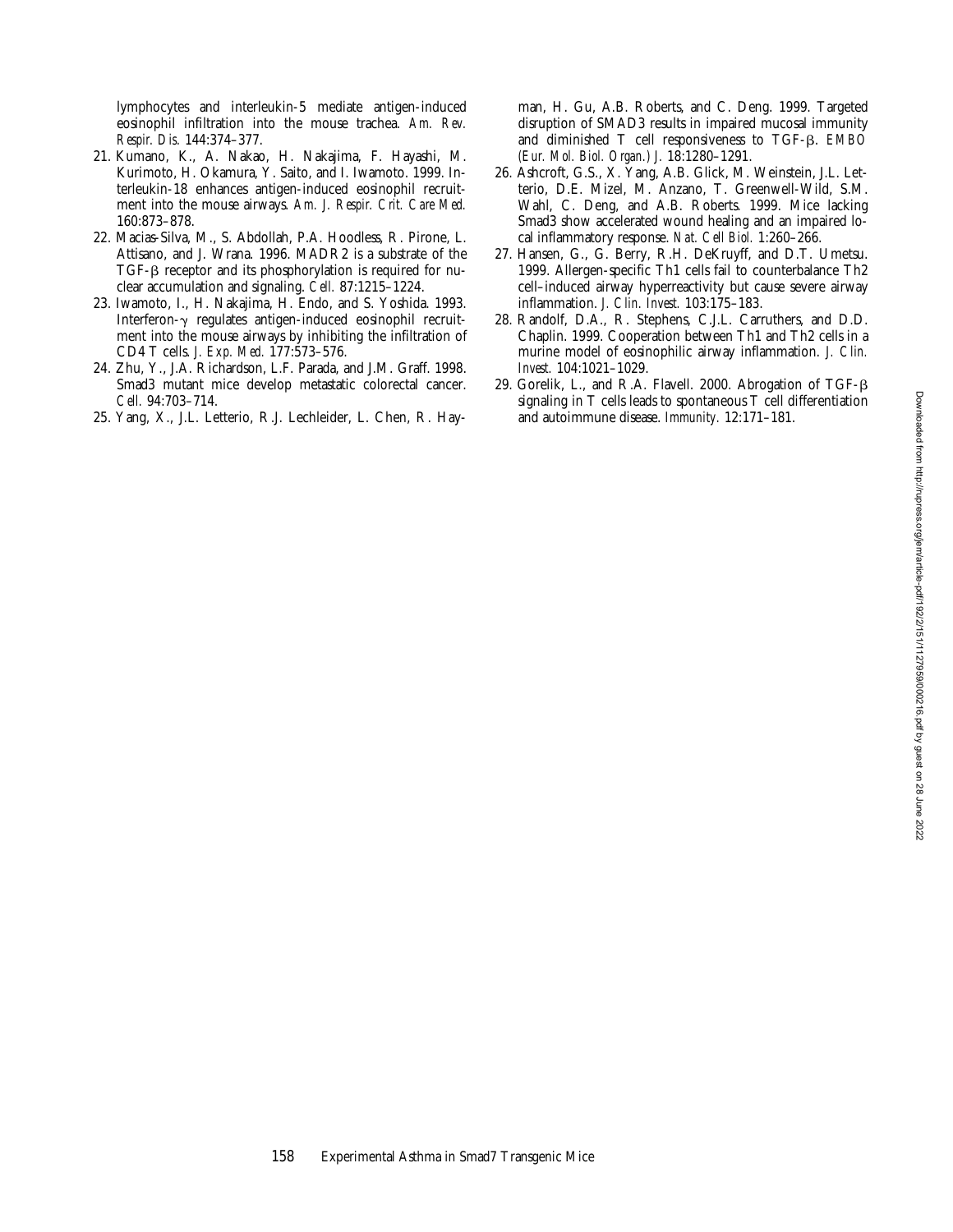lymphocytes and interleukin-5 mediate antigen-induced eosinophil infiltration into the mouse trachea. *Am. Rev. Respir. Dis.* 144:374–377.

21. Kumano, K., A. Nakao, H. Nakajima, F. Hayashi, M. Kurimoto, H. Okamura, Y. Saito, and I. Iwamoto. 1999. Interleukin-18 enhances antigen-induced eosinophil recruitment into the mouse airways. *Am. J. Respir. Crit. Care Med.* 160:873–878.
22. Macias-Silva, M., S. Abdollah, P.A. Hoodless, R. Pirone, L. Attisano, and J. Wrana. 1996. MADR2 is a substrate of the TGF-β receptor and its phosphorylation is required for nuclear accumulation and signaling. *Cell.* 87:1215–1224.
23. Iwamoto, I., H. Nakajima, H. Endo, and S. Yoshida. 1993. Interferon-γ regulates antigen-induced eosinophil recruitment into the mouse airways by inhibiting the infiltration of CD4 T cells. *J. Exp. Med.* 177:573–576.
24. Zhu, Y., J.A. Richardson, L.F. Parada, and J.M. Graff. 1998. Smad3 mutant mice develop metastatic colorectal cancer. *Cell.* 94:703–714.
25. Yang, X., J.L. Letterio, R.J. Lechleider, L. Chen, R. Hayman, H. Gu, A.B. Roberts, and C. Deng. 1999. Targeted disruption of SMAD3 results in impaired mucosal immunity and diminished T cell responsiveness to TGF-β. *EMBO (Eur. Mol. Biol. Organ.) J.* 18:1280–1291.
26. Ashcroft, G.S., X. Yang, A.B. Glick, M. Weinstein, J.L. Letterio, D.E. Mizel, M. Anzano, T. Greenwell-Wild, S.M. Wahl, C. Deng, and A.B. Roberts. 1999. Mice lacking Smad3 show accelerated wound healing and an impaired local inflammatory response. *Nat. Cell Biol.* 1:260–266.
27. Hansen, G., G. Berry, R.H. DeKruyff, and D.T. Umetsu. 1999. Allergen-specific Th1 cells fail to counterbalance Th2 cell–induced airway hyperreactivity but cause severe airway inflammation. *J. Clin. Invest.* 103:175–183.
28. Randolf, D.A., R. Stephens, C.J.L. Carruthers, and D.D. Chaplin. 1999. Cooperation between Th1 and Th2 cells in a murine model of eosinophilic airway inflammation. *J. Clin. Invest.* 104:1021–1029.
29. Gorelik, L., and R.A. Flavell. 2000. Abrogation of TGF-β signaling in T cells leads to spontaneous T cell differentiation and autoimmune disease. *Immunity.* 12:171–181.